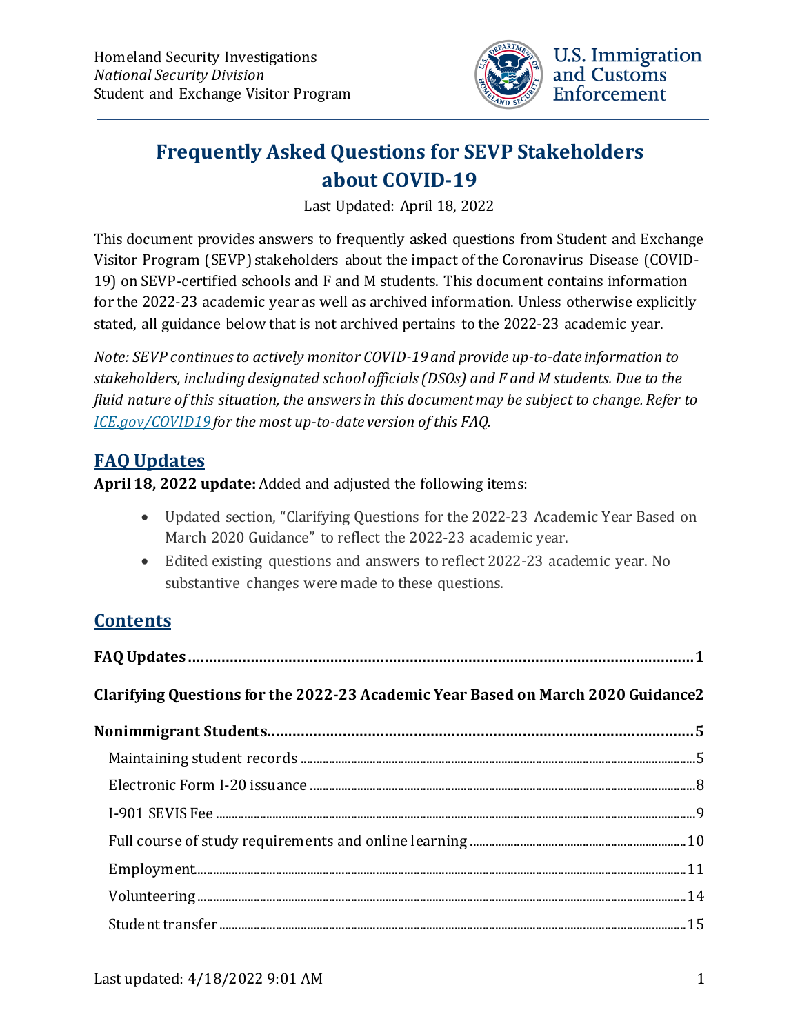Homeland Security Investigations
*National Security Division*
Student and Exchange Visitor Program

U.S. Immigration and Customs Enforcement

# Frequently Asked Questions for SEVP Stakeholders about COVID-19

Last Updated: April 18, 2022

This document provides answers to frequently asked questions from Student and Exchange Visitor Program (SEVP) stakeholders about the impact of the Coronavirus Disease (COVID-19) on SEVP-certified schools and F and M students. This document contains information for the 2022-23 academic year as well as archived information. Unless otherwise explicitly stated, all guidance below that is not archived pertains to the 2022-23 academic year.

*Note: SEVP continues to actively monitor COVID-19 and provide up-to-date information to stakeholders, including designated school officials (DSOs) and F and M students. Due to the fluid nature of this situation, the answers in this document may be subject to change. Refer to [ICE.gov/COVID19](ICE.gov/COVID19) for the most up-to-date version of this FAQ.*

## FAQ Updates

**April 18, 2022 update:** Added and adjusted the following items:

- Updated section, "Clarifying Questions for the 2022-23 Academic Year Based on March 2020 Guidance" to reflect the 2022-23 academic year.
- Edited existing questions and answers to reflect 2022-23 academic year. No substantive changes were made to these questions.

## Contents

**FAQ Updates** ........ 1

**Clarifying Questions for the 2022-23 Academic Year Based on March 2020 Guidance** 2

**Nonimmigrant Students** ........ 5

- Maintaining student records ........ 5
- Electronic Form I-20 issuance ........ 8
- I-901 SEVIS Fee ........ 9
- Full course of study requirements and online learning ........ 10
- Employment ........ 11
- Volunteering ........ 14
- Student transfer ........ 15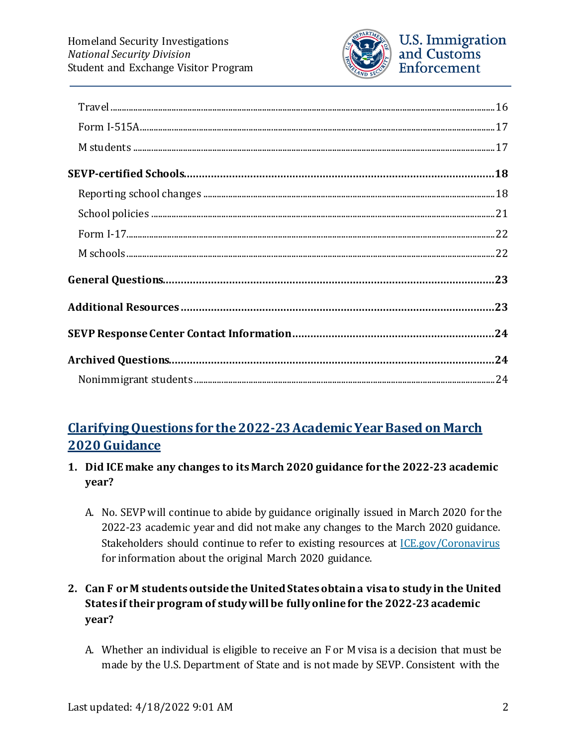Travel ..... 16

Form I-515A ..... 17

M students ..... 17

**SEVP-certified Schools ..... 18**

Reporting school changes ..... 18

School policies ..... 21

Form I-17 ..... 22

M schools ..... 22

**General Questions ..... 23**

**Additional Resources ..... 23**

**SEVP Response Center Contact Information ..... 24**

**Archived Questions ..... 24**

Nonimmigrant students ..... 24

## Clarifying Questions for the 2022-23 Academic Year Based on March 2020 Guidance

1. **Did ICE make any changes to its March 2020 guidance for the 2022-23 academic year?**

   A. No. SEVP will continue to abide by guidance originally issued in March 2020 for the 2022-23 academic year and did not make any changes to the March 2020 guidance. Stakeholders should continue to refer to existing resources at ICE.gov/Coronavirus for information about the original March 2020 guidance.

2. **Can F or M students outside the United States obtain a visa to study in the United States if their program of study will be fully online for the 2022-23 academic year?**

   A. Whether an individual is eligible to receive an F or M visa is a decision that must be made by the U.S. Department of State and is not made by SEVP. Consistent with the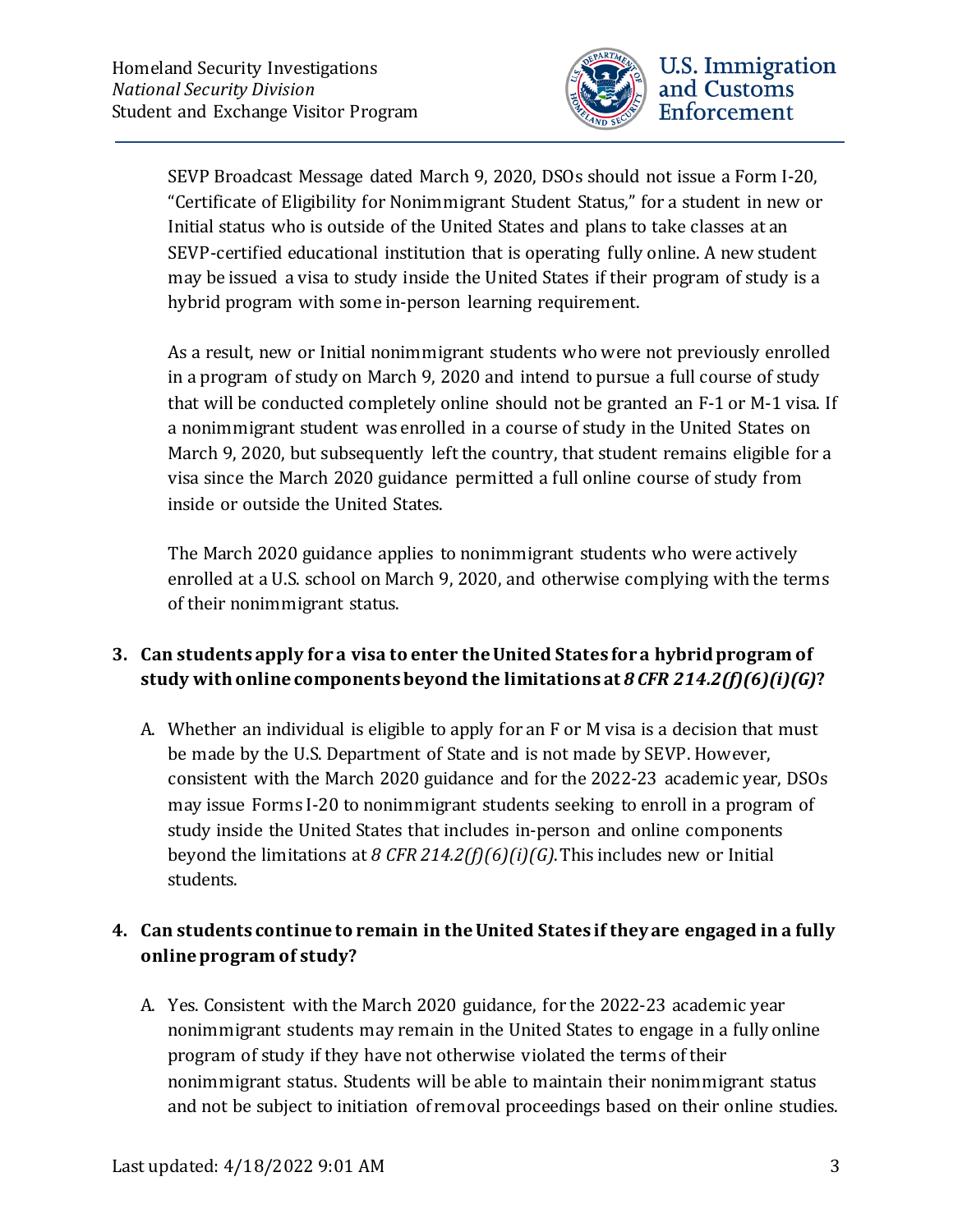SEVP Broadcast Message dated March 9, 2020, DSOs should not issue a Form I-20, "Certificate of Eligibility for Nonimmigrant Student Status," for a student in new or Initial status who is outside of the United States and plans to take classes at an SEVP-certified educational institution that is operating fully online. A new student may be issued a visa to study inside the United States if their program of study is a hybrid program with some in-person learning requirement.

As a result, new or Initial nonimmigrant students who were not previously enrolled in a program of study on March 9, 2020 and intend to pursue a full course of study that will be conducted completely online should not be granted an F-1 or M-1 visa. If a nonimmigrant student was enrolled in a course of study in the United States on March 9, 2020, but subsequently left the country, that student remains eligible for a visa since the March 2020 guidance permitted a full online course of study from inside or outside the United States.

The March 2020 guidance applies to nonimmigrant students who were actively enrolled at a U.S. school on March 9, 2020, and otherwise complying with the terms of their nonimmigrant status.

3. **Can students apply for a visa to enter the United States for a hybrid program of study with online components beyond the limitations at *8 CFR 214.2(f)(6)(i)(G)*?**

   A. Whether an individual is eligible to apply for an F or M visa is a decision that must be made by the U.S. Department of State and is not made by SEVP. However, consistent with the March 2020 guidance and for the 2022-23 academic year, DSOs may issue Forms I-20 to nonimmigrant students seeking to enroll in a program of study inside the United States that includes in-person and online components beyond the limitations at *8 CFR 214.2(f)(6)(i)(G)*. This includes new or Initial students.

4. **Can students continue to remain in the United States if they are engaged in a fully online program of study?**

   A. Yes. Consistent with the March 2020 guidance, for the 2022-23 academic year nonimmigrant students may remain in the United States to engage in a fully online program of study if they have not otherwise violated the terms of their nonimmigrant status. Students will be able to maintain their nonimmigrant status and not be subject to initiation of removal proceedings based on their online studies.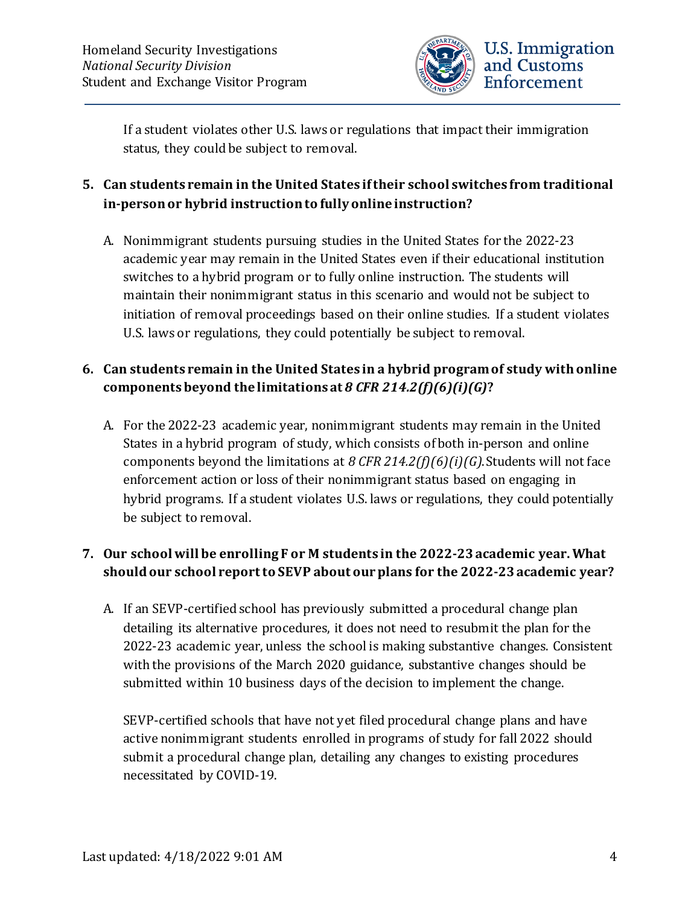If a student violates other U.S. laws or regulations that impact their immigration status, they could be subject to removal.

**5. Can students remain in the United States if their school switches from traditional in-person or hybrid instruction to fully online instruction?**

A. Nonimmigrant students pursuing studies in the United States for the 2022-23 academic year may remain in the United States even if their educational institution switches to a hybrid program or to fully online instruction. The students will maintain their nonimmigrant status in this scenario and would not be subject to initiation of removal proceedings based on their online studies. If a student violates U.S. laws or regulations, they could potentially be subject to removal.

**6. Can students remain in the United States in a hybrid program of study with online components beyond the limitations at *8 CFR 214.2(f)(6)(i)(G)*?**

A. For the 2022-23 academic year, nonimmigrant students may remain in the United States in a hybrid program of study, which consists of both in-person and online components beyond the limitations at *8 CFR 214.2(f)(6)(i)(G).* Students will not face enforcement action or loss of their nonimmigrant status based on engaging in hybrid programs. If a student violates U.S. laws or regulations, they could potentially be subject to removal.

**7. Our school will be enrolling F or M students in the 2022-23 academic year. What should our school report to SEVP about our plans for the 2022-23 academic year?**

A. If an SEVP-certified school has previously submitted a procedural change plan detailing its alternative procedures, it does not need to resubmit the plan for the 2022-23 academic year, unless the school is making substantive changes. Consistent with the provisions of the March 2020 guidance, substantive changes should be submitted within 10 business days of the decision to implement the change.

SEVP-certified schools that have not yet filed procedural change plans and have active nonimmigrant students enrolled in programs of study for fall 2022 should submit a procedural change plan, detailing any changes to existing procedures necessitated by COVID-19.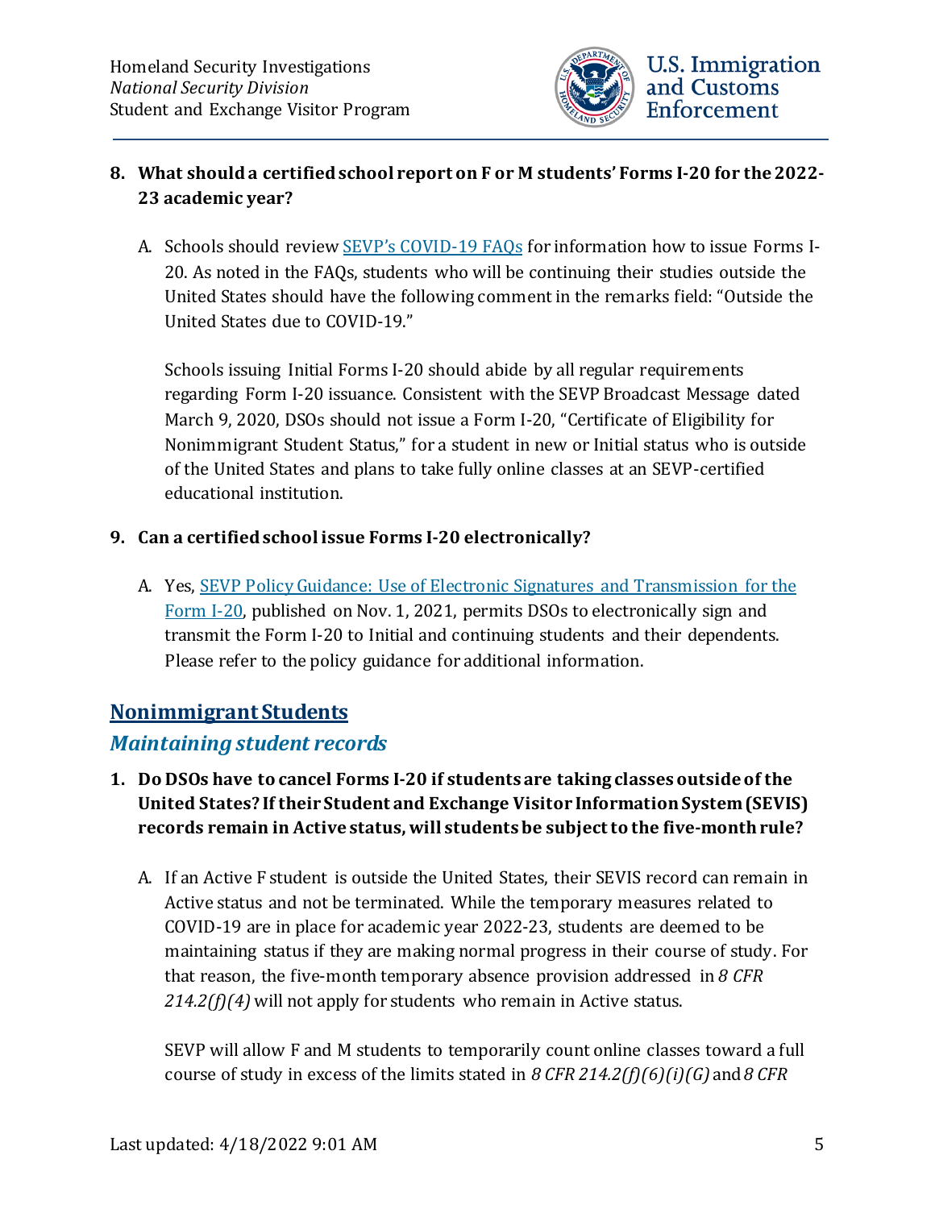8. **What should a certified school report on F or M students' Forms I-20 for the 2022-23 academic year?**

   A. Schools should review [SEVP's COVID-19 FAQs](#) for information how to issue Forms I-20. As noted in the FAQs, students who will be continuing their studies outside the United States should have the following comment in the remarks field: "Outside the United States due to COVID-19."

   Schools issuing Initial Forms I-20 should abide by all regular requirements regarding Form I-20 issuance. Consistent with the SEVP Broadcast Message dated March 9, 2020, DSOs should not issue a Form I-20, "Certificate of Eligibility for Nonimmigrant Student Status," for a student in new or Initial status who is outside of the United States and plans to take fully online classes at an SEVP-certified educational institution.

9. **Can a certified school issue Forms I-20 electronically?**

   A. Yes, [SEVP Policy Guidance: Use of Electronic Signatures and Transmission for the Form I-20](#), published on Nov. 1, 2021, permits DSOs to electronically sign and transmit the Form I-20 to Initial and continuing students and their dependents. Please refer to the policy guidance for additional information.

## Nonimmigrant Students

### *Maintaining student records*

1. **Do DSOs have to cancel Forms I-20 if students are taking classes outside of the United States? If their Student and Exchange Visitor Information System (SEVIS) records remain in Active status, will students be subject to the five-month rule?**

   A. If an Active F student is outside the United States, their SEVIS record can remain in Active status and not be terminated. While the temporary measures related to COVID-19 are in place for academic year 2022-23, students are deemed to be maintaining status if they are making normal progress in their course of study. For that reason, the five-month temporary absence provision addressed in *8 CFR 214.2(f)(4)* will not apply for students who remain in Active status.

   SEVP will allow F and M students to temporarily count online classes toward a full course of study in excess of the limits stated in *8 CFR 214.2(f)(6)(i)(G)* and *8 CFR*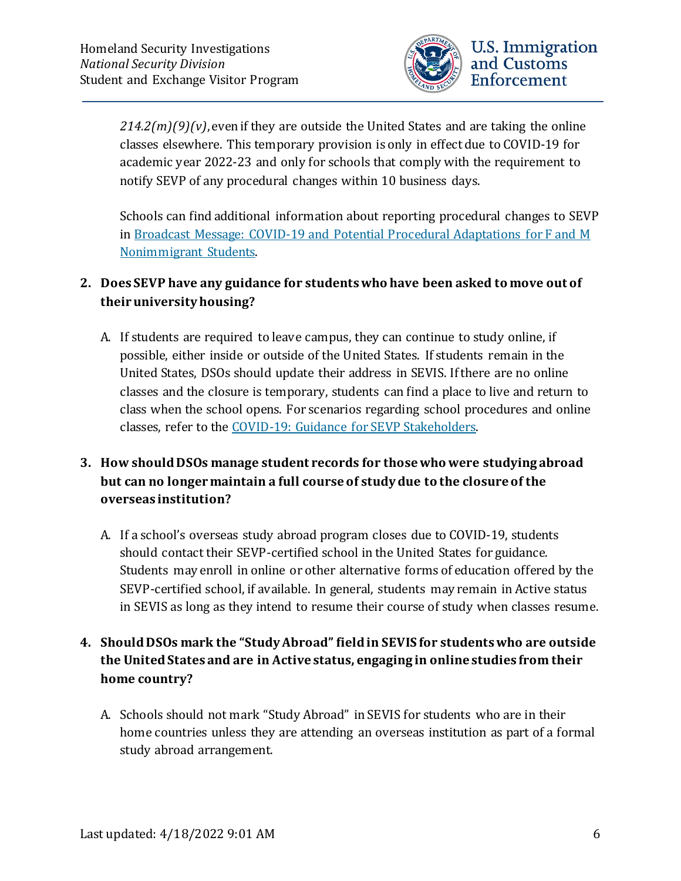*214.2(m)(9)(v)*, even if they are outside the United States and are taking the online classes elsewhere. This temporary provision is only in effect due to COVID-19 for academic year 2022-23 and only for schools that comply with the requirement to notify SEVP of any procedural changes within 10 business days.

Schools can find additional information about reporting procedural changes to SEVP in [Broadcast Message: COVID-19 and Potential Procedural Adaptations for F and M Nonimmigrant Students](#).

2. **Does SEVP have any guidance for students who have been asked to move out of their university housing?**

   A. If students are required to leave campus, they can continue to study online, if possible, either inside or outside of the United States. If students remain in the United States, DSOs should update their address in SEVIS. If there are no online classes and the closure is temporary, students can find a place to live and return to class when the school opens. For scenarios regarding school procedures and online classes, refer to the [COVID-19: Guidance for SEVP Stakeholders](#).

3. **How should DSOs manage student records for those who were studying abroad but can no longer maintain a full course of study due to the closure of the overseas institution?**

   A. If a school's overseas study abroad program closes due to COVID-19, students should contact their SEVP-certified school in the United States for guidance. Students may enroll in online or other alternative forms of education offered by the SEVP-certified school, if available. In general, students may remain in Active status in SEVIS as long as they intend to resume their course of study when classes resume.

4. **Should DSOs mark the "Study Abroad" field in SEVIS for students who are outside the United States and are in Active status, engaging in online studies from their home country?**

   A. Schools should not mark "Study Abroad" in SEVIS for students who are in their home countries unless they are attending an overseas institution as part of a formal study abroad arrangement.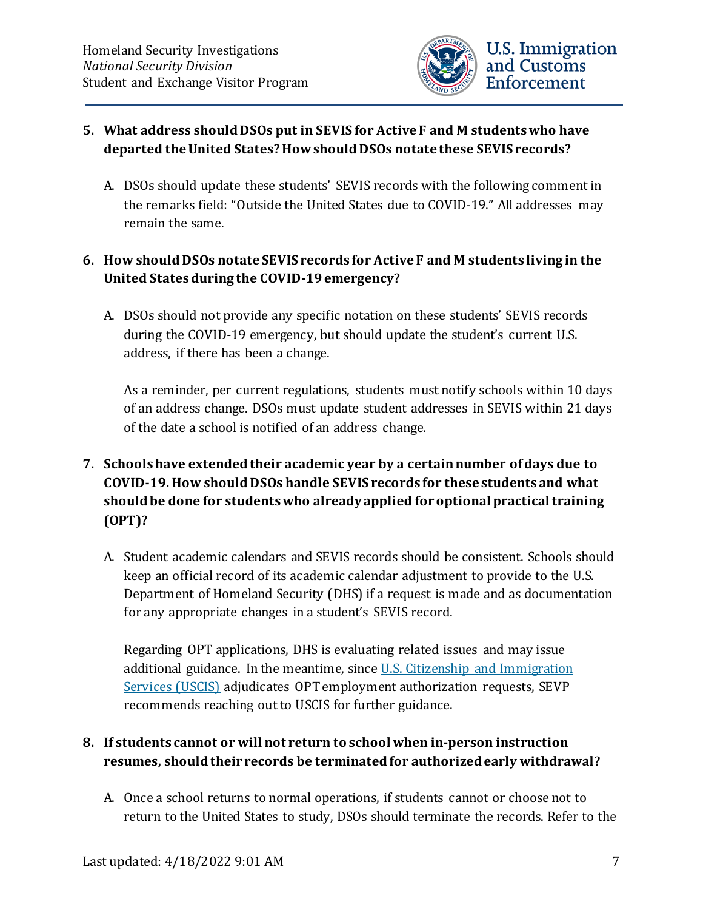**5. What address should DSOs put in SEVIS for Active F and M students who have departed the United States? How should DSOs notate these SEVIS records?**

A. DSOs should update these students' SEVIS records with the following comment in the remarks field: "Outside the United States due to COVID-19." All addresses may remain the same.

**6. How should DSOs notate SEVIS records for Active F and M students living in the United States during the COVID-19 emergency?**

A. DSOs should not provide any specific notation on these students' SEVIS records during the COVID-19 emergency, but should update the student's current U.S. address, if there has been a change.

As a reminder, per current regulations, students must notify schools within 10 days of an address change. DSOs must update student addresses in SEVIS within 21 days of the date a school is notified of an address change.

**7. Schools have extended their academic year by a certain number of days due to COVID-19. How should DSOs handle SEVIS records for these students and what should be done for students who already applied for optional practical training (OPT)?**

A. Student academic calendars and SEVIS records should be consistent. Schools should keep an official record of its academic calendar adjustment to provide to the U.S. Department of Homeland Security (DHS) if a request is made and as documentation for any appropriate changes in a student's SEVIS record.

Regarding OPT applications, DHS is evaluating related issues and may issue additional guidance. In the meantime, since [U.S. Citizenship and Immigration Services (USCIS)] adjudicates OPT employment authorization requests, SEVP recommends reaching out to USCIS for further guidance.

**8. If students cannot or will not return to school when in-person instruction resumes, should their records be terminated for authorized early withdrawal?**

A. Once a school returns to normal operations, if students cannot or choose not to return to the United States to study, DSOs should terminate the records. Refer to the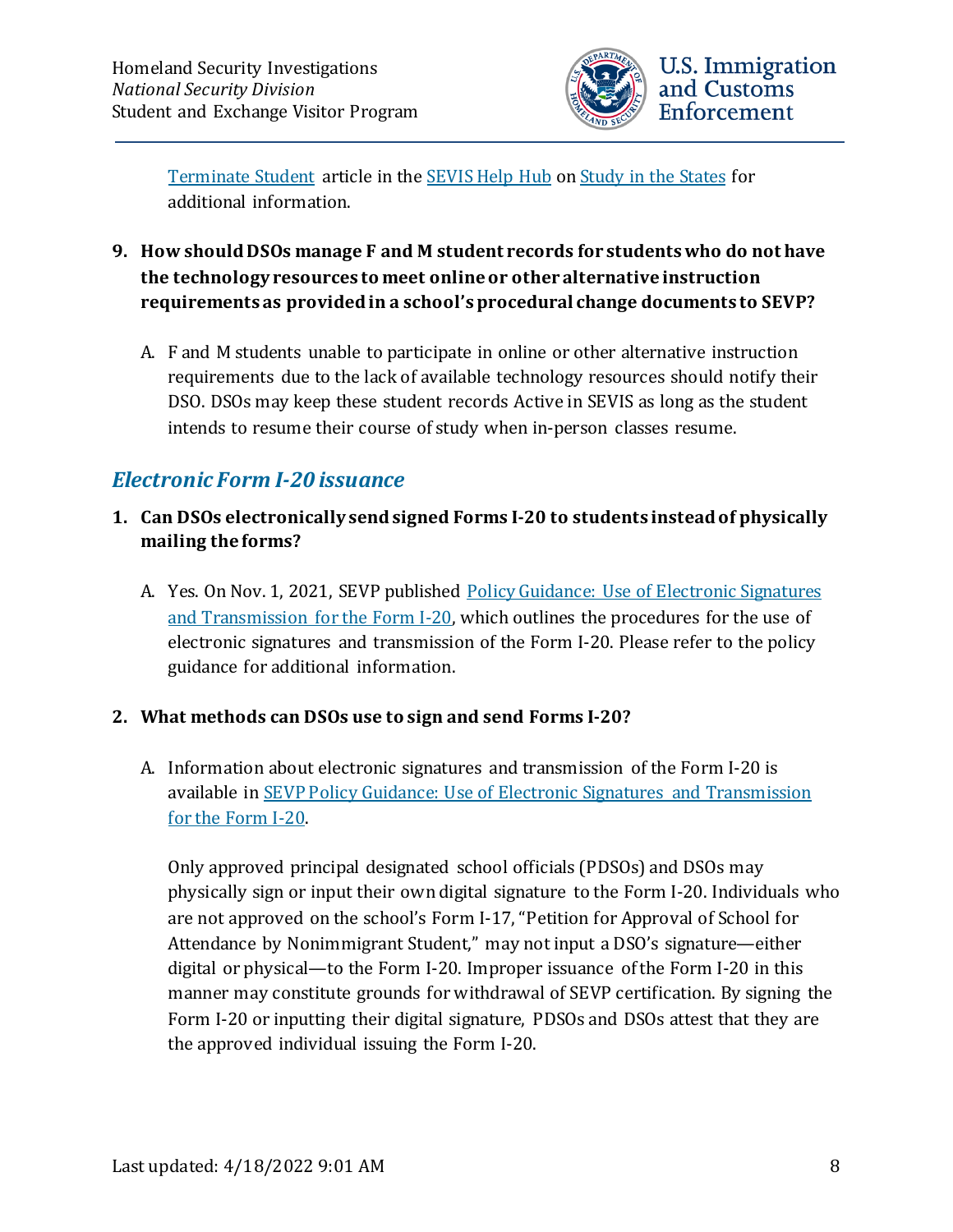[Terminate Student](#) article in the [SEVIS Help Hub](#) on [Study in the States](#) for additional information.

**9. How should DSOs manage F and M student records for students who do not have the technology resources to meet online or other alternative instruction requirements as provided in a school's procedural change documents to SEVP?**

A. F and M students unable to participate in online or other alternative instruction requirements due to the lack of available technology resources should notify their DSO. DSOs may keep these student records Active in SEVIS as long as the student intends to resume their course of study when in-person classes resume.

## *Electronic Form I-20 issuance*

**1. Can DSOs electronically send signed Forms I-20 to students instead of physically mailing the forms?**

A. Yes. On Nov. 1, 2021, SEVP published [Policy Guidance: Use of Electronic Signatures and Transmission for the Form I-20](#), which outlines the procedures for the use of electronic signatures and transmission of the Form I-20. Please refer to the policy guidance for additional information.

**2. What methods can DSOs use to sign and send Forms I-20?**

A. Information about electronic signatures and transmission of the Form I-20 is available in [SEVP Policy Guidance: Use of Electronic Signatures and Transmission for the Form I-20](#).

Only approved principal designated school officials (PDSOs) and DSOs may physically sign or input their own digital signature to the Form I-20. Individuals who are not approved on the school's Form I-17, "Petition for Approval of School for Attendance by Nonimmigrant Student," may not input a DSO's signature—either digital or physical—to the Form I-20. Improper issuance of the Form I-20 in this manner may constitute grounds for withdrawal of SEVP certification. By signing the Form I-20 or inputting their digital signature, PDSOs and DSOs attest that they are the approved individual issuing the Form I-20.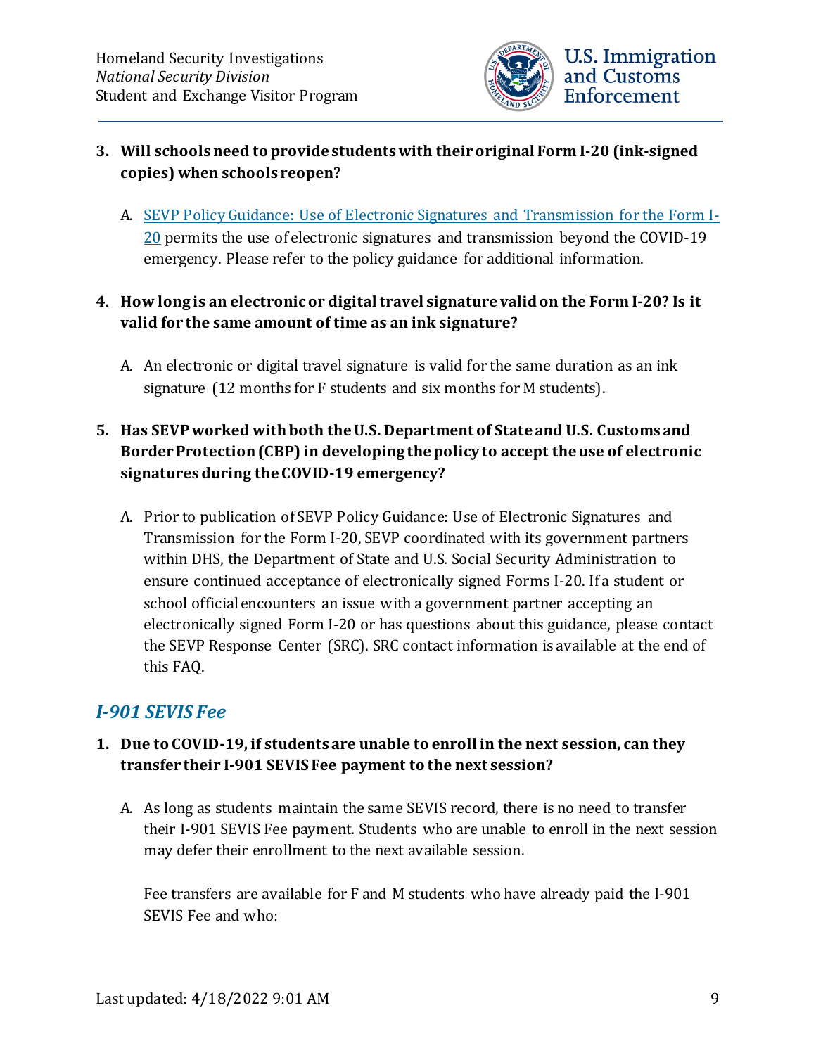3. **Will schools need to provide students with their original Form I-20 (ink-signed copies) when schools reopen?**

   A. [SEVP Policy Guidance: Use of Electronic Signatures and Transmission for the Form I-20]() permits the use of electronic signatures and transmission beyond the COVID-19 emergency. Please refer to the policy guidance for additional information.

4. **How long is an electronic or digital travel signature valid on the Form I-20? Is it valid for the same amount of time as an ink signature?**

   A. An electronic or digital travel signature is valid for the same duration as an ink signature (12 months for F students and six months for M students).

5. **Has SEVP worked with both the U.S. Department of State and U.S. Customs and Border Protection (CBP) in developing the policy to accept the use of electronic signatures during the COVID-19 emergency?**

   A. Prior to publication of SEVP Policy Guidance: Use of Electronic Signatures and Transmission for the Form I-20, SEVP coordinated with its government partners within DHS, the Department of State and U.S. Social Security Administration to ensure continued acceptance of electronically signed Forms I-20. If a student or school official encounters an issue with a government partner accepting an electronically signed Form I-20 or has questions about this guidance, please contact the SEVP Response Center (SRC). SRC contact information is available at the end of this FAQ.

## *I-901 SEVIS Fee*

1. **Due to COVID-19, if students are unable to enroll in the next session, can they transfer their I-901 SEVIS Fee payment to the next session?**

   A. As long as students maintain the same SEVIS record, there is no need to transfer their I-901 SEVIS Fee payment. Students who are unable to enroll in the next session may defer their enrollment to the next available session.

   Fee transfers are available for F and M students who have already paid the I-901 SEVIS Fee and who: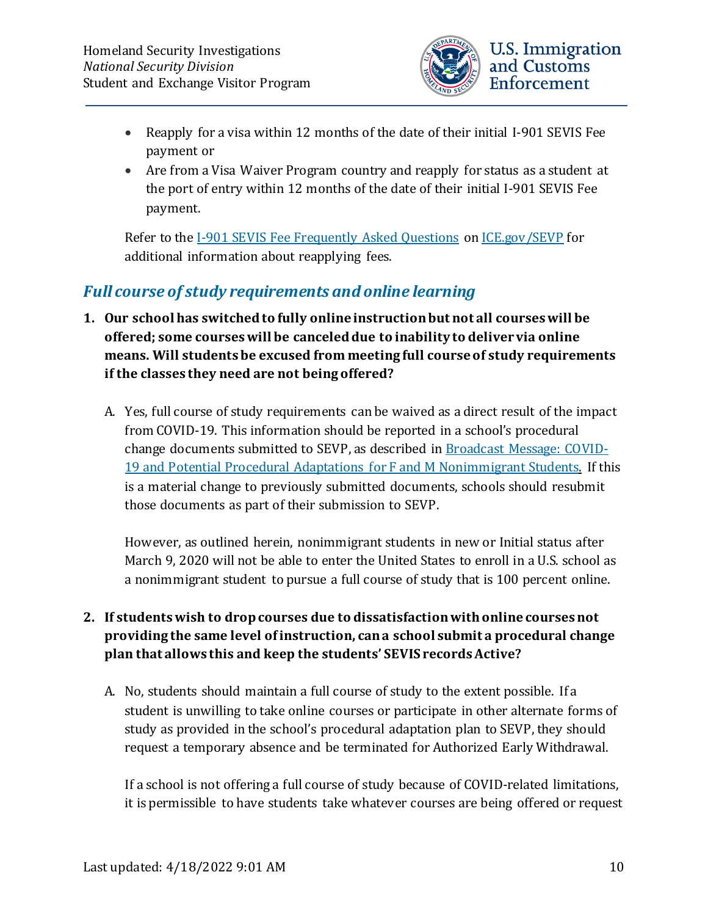- Reapply for a visa within 12 months of the date of their initial I-901 SEVIS Fee payment or
- Are from a Visa Waiver Program country and reapply for status as a student at the port of entry within 12 months of the date of their initial I-901 SEVIS Fee payment.

Refer to the I-901 SEVIS Fee Frequently Asked Questions on ICE.gov/SEVP for additional information about reapplying fees.

## *Full course of study requirements and online learning*

**1. Our school has switched to fully online instruction but not all courses will be offered; some courses will be canceled due to inability to deliver via online means. Will students be excused from meeting full course of study requirements if the classes they need are not being offered?**

A. Yes, full course of study requirements can be waived as a direct result of the impact from COVID-19. This information should be reported in a school's procedural change documents submitted to SEVP, as described in Broadcast Message: COVID-19 and Potential Procedural Adaptations for F and M Nonimmigrant Students. If this is a material change to previously submitted documents, schools should resubmit those documents as part of their submission to SEVP.

However, as outlined herein, nonimmigrant students in new or Initial status after March 9, 2020 will not be able to enter the United States to enroll in a U.S. school as a nonimmigrant student to pursue a full course of study that is 100 percent online.

**2. If students wish to drop courses due to dissatisfaction with online courses not providing the same level of instruction, can a school submit a procedural change plan that allows this and keep the students' SEVIS records Active?**

A. No, students should maintain a full course of study to the extent possible. If a student is unwilling to take online courses or participate in other alternate forms of study as provided in the school's procedural adaptation plan to SEVP, they should request a temporary absence and be terminated for Authorized Early Withdrawal.

If a school is not offering a full course of study because of COVID-related limitations, it is permissible to have students take whatever courses are being offered or request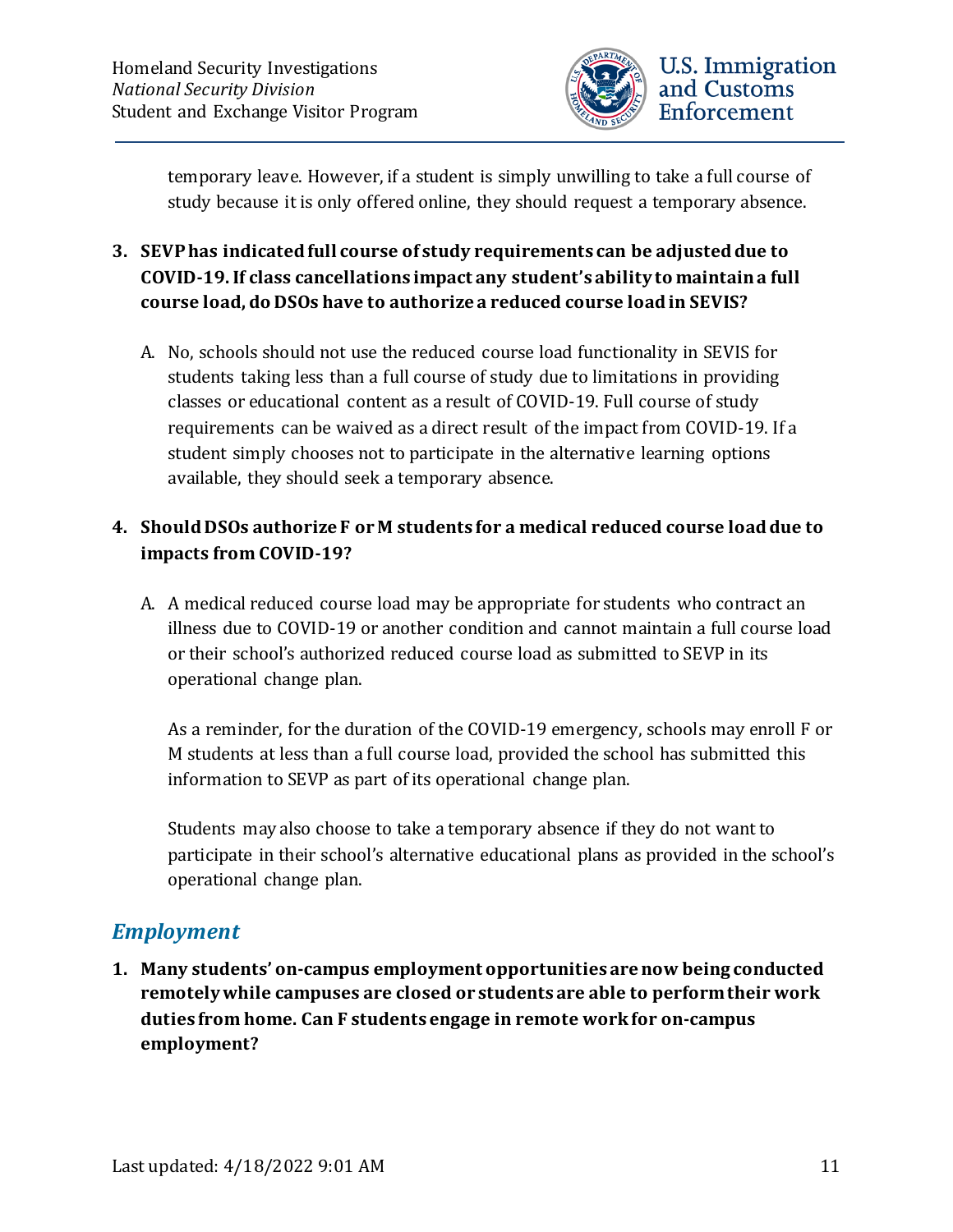temporary leave. However, if a student is simply unwilling to take a full course of study because it is only offered online, they should request a temporary absence.

3. **SEVP has indicated full course of study requirements can be adjusted due to COVID-19. If class cancellations impact any student's ability to maintain a full course load, do DSOs have to authorize a reduced course load in SEVIS?**

   A. No, schools should not use the reduced course load functionality in SEVIS for students taking less than a full course of study due to limitations in providing classes or educational content as a result of COVID-19. Full course of study requirements can be waived as a direct result of the impact from COVID-19. If a student simply chooses not to participate in the alternative learning options available, they should seek a temporary absence.

4. **Should DSOs authorize F or M students for a medical reduced course load due to impacts from COVID-19?**

   A. A medical reduced course load may be appropriate for students who contract an illness due to COVID-19 or another condition and cannot maintain a full course load or their school's authorized reduced course load as submitted to SEVP in its operational change plan.

   As a reminder, for the duration of the COVID-19 emergency, schools may enroll F or M students at less than a full course load, provided the school has submitted this information to SEVP as part of its operational change plan.

   Students may also choose to take a temporary absence if they do not want to participate in their school's alternative educational plans as provided in the school's operational change plan.

## *Employment*

1. **Many students' on-campus employment opportunities are now being conducted remotely while campuses are closed or students are able to perform their work duties from home. Can F students engage in remote work for on-campus employment?**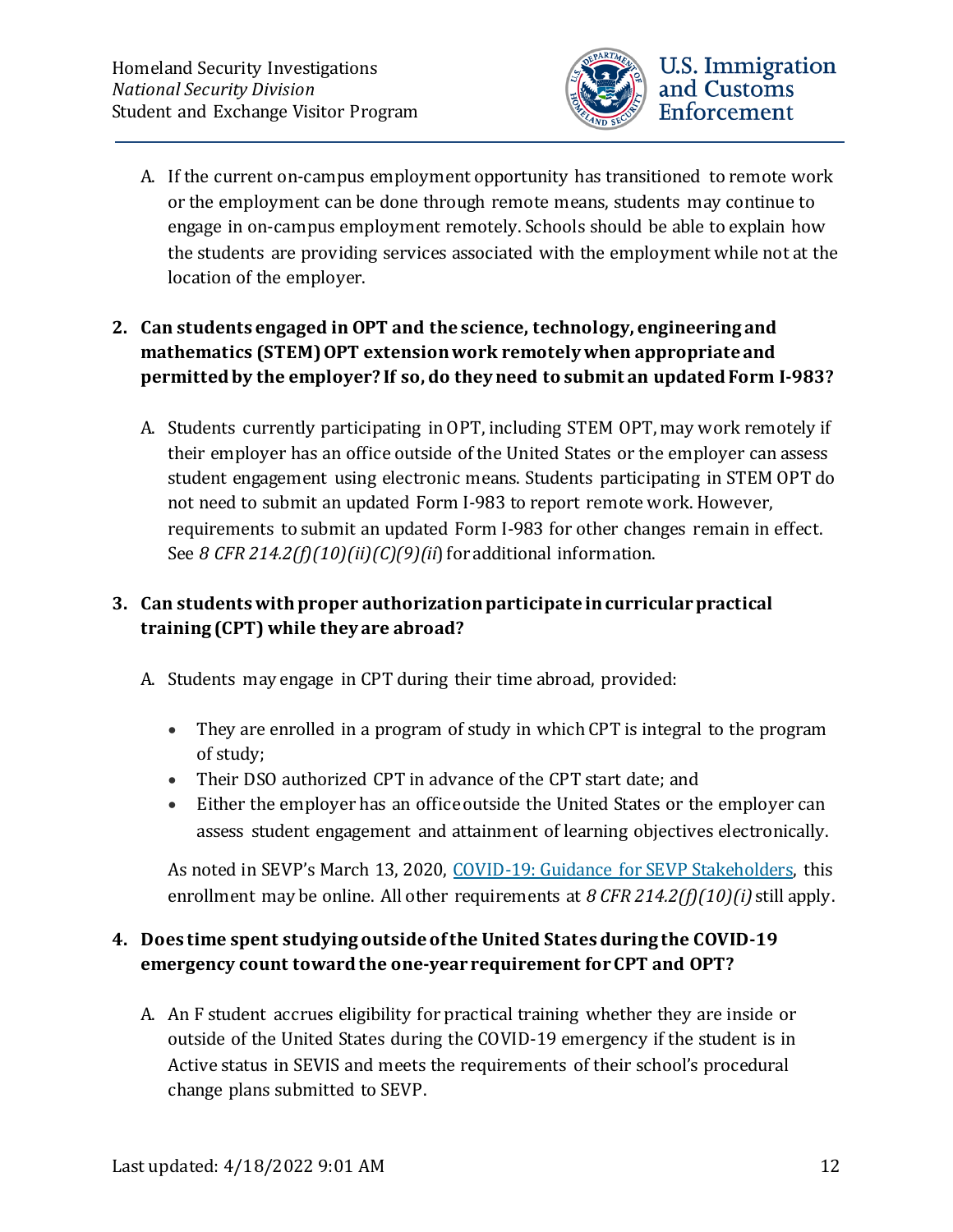A. If the current on-campus employment opportunity has transitioned to remote work or the employment can be done through remote means, students may continue to engage in on-campus employment remotely. Schools should be able to explain how the students are providing services associated with the employment while not at the location of the employer.

2. **Can students engaged in OPT and the science, technology, engineering and mathematics (STEM) OPT extension work remotely when appropriate and permitted by the employer? If so, do they need to submit an updated Form I-983?**

   A. Students currently participating in OPT, including STEM OPT, may work remotely if their employer has an office outside of the United States or the employer can assess student engagement using electronic means. Students participating in STEM OPT do not need to submit an updated Form I-983 to report remote work. However, requirements to submit an updated Form I-983 for other changes remain in effect. See *8 CFR 214.2(f)(10)(ii)(C)(9)(ii*) for additional information.

3. **Can students with proper authorization participate in curricular practical training (CPT) while they are abroad?**

   A. Students may engage in CPT during their time abroad, provided:

   - They are enrolled in a program of study in which CPT is integral to the program of study;
   - Their DSO authorized CPT in advance of the CPT start date; and
   - Either the employer has an office outside the United States or the employer can assess student engagement and attainment of learning objectives electronically.

   As noted in SEVP's March 13, 2020, COVID-19: Guidance for SEVP Stakeholders, this enrollment may be online. All other requirements at *8 CFR 214.2(f)(10)(i)* still apply.

4. **Does time spent studying outside of the United States during the COVID-19 emergency count toward the one-year requirement for CPT and OPT?**

   A. An F student accrues eligibility for practical training whether they are inside or outside of the United States during the COVID-19 emergency if the student is in Active status in SEVIS and meets the requirements of their school's procedural change plans submitted to SEVP.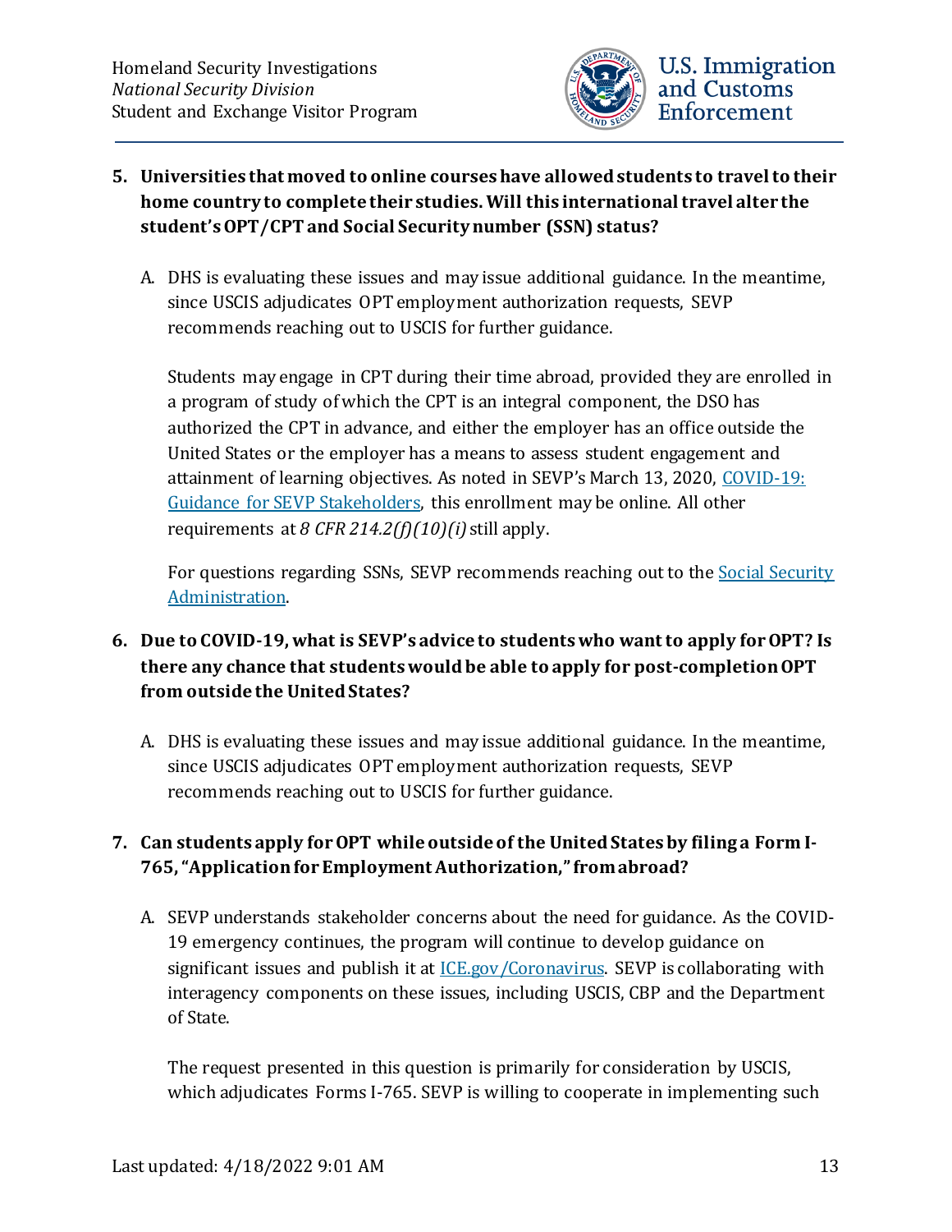5. **Universities that moved to online courses have allowed students to travel to their home country to complete their studies. Will this international travel alter the student's OPT/CPT and Social Security number (SSN) status?**

   A. DHS is evaluating these issues and may issue additional guidance. In the meantime, since USCIS adjudicates OPT employment authorization requests, SEVP recommends reaching out to USCIS for further guidance.

   Students may engage in CPT during their time abroad, provided they are enrolled in a program of study of which the CPT is an integral component, the DSO has authorized the CPT in advance, and either the employer has an office outside the United States or the employer has a means to assess student engagement and attainment of learning objectives. As noted in SEVP's March 13, 2020, [COVID-19: Guidance for SEVP Stakeholders](), this enrollment may be online. All other requirements at *8 CFR 214.2(f)(10)(i)* still apply.

   For questions regarding SSNs, SEVP recommends reaching out to the [Social Security Administration]().

6. **Due to COVID-19, what is SEVP's advice to students who want to apply for OPT? Is there any chance that students would be able to apply for post-completion OPT from outside the United States?**

   A. DHS is evaluating these issues and may issue additional guidance. In the meantime, since USCIS adjudicates OPT employment authorization requests, SEVP recommends reaching out to USCIS for further guidance.

7. **Can students apply for OPT while outside of the United States by filing a Form I-765, "Application for Employment Authorization," from abroad?**

   A. SEVP understands stakeholder concerns about the need for guidance. As the COVID-19 emergency continues, the program will continue to develop guidance on significant issues and publish it at [ICE.gov/Coronavirus](). SEVP is collaborating with interagency components on these issues, including USCIS, CBP and the Department of State.

   The request presented in this question is primarily for consideration by USCIS, which adjudicates Forms I-765. SEVP is willing to cooperate in implementing such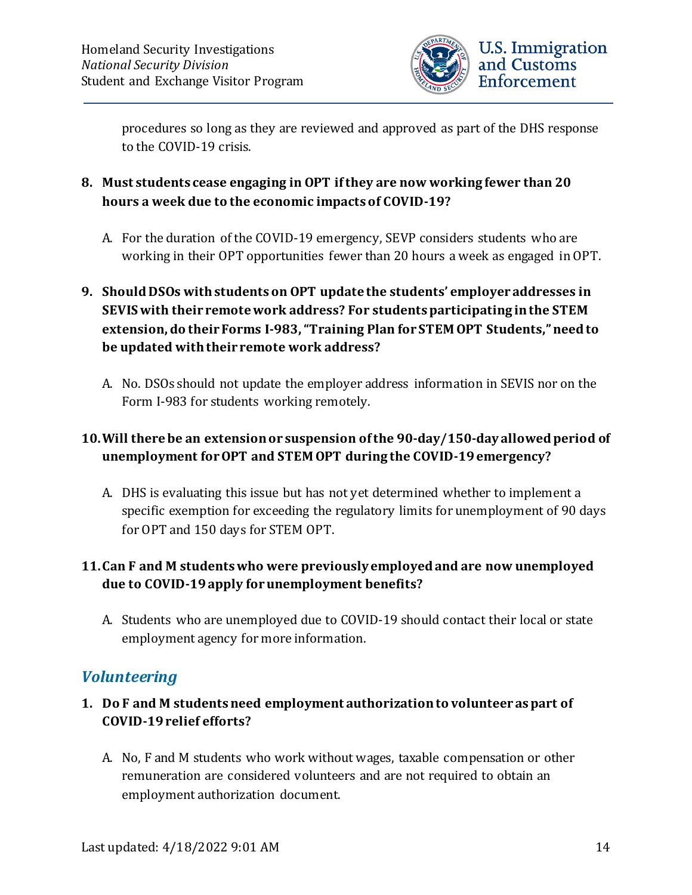procedures so long as they are reviewed and approved as part of the DHS response to the COVID-19 crisis.

**8. Must students cease engaging in OPT if they are now working fewer than 20 hours a week due to the economic impacts of COVID-19?**

A. For the duration of the COVID-19 emergency, SEVP considers students who are working in their OPT opportunities fewer than 20 hours a week as engaged in OPT.

**9. Should DSOs with students on OPT update the students' employer addresses in SEVIS with their remote work address? For students participating in the STEM extension, do their Forms I-983, "Training Plan for STEM OPT Students," need to be updated with their remote work address?**

A. No. DSOs should not update the employer address information in SEVIS nor on the Form I-983 for students working remotely.

**10. Will there be an extension or suspension of the 90-day/150-day allowed period of unemployment for OPT and STEM OPT during the COVID-19 emergency?**

A. DHS is evaluating this issue but has not yet determined whether to implement a specific exemption for exceeding the regulatory limits for unemployment of 90 days for OPT and 150 days for STEM OPT.

**11. Can F and M students who were previously employed and are now unemployed due to COVID-19 apply for unemployment benefits?**

A. Students who are unemployed due to COVID-19 should contact their local or state employment agency for more information.

## *Volunteering*

**1. Do F and M students need employment authorization to volunteer as part of COVID-19 relief efforts?**

A. No, F and M students who work without wages, taxable compensation or other remuneration are considered volunteers and are not required to obtain an employment authorization document.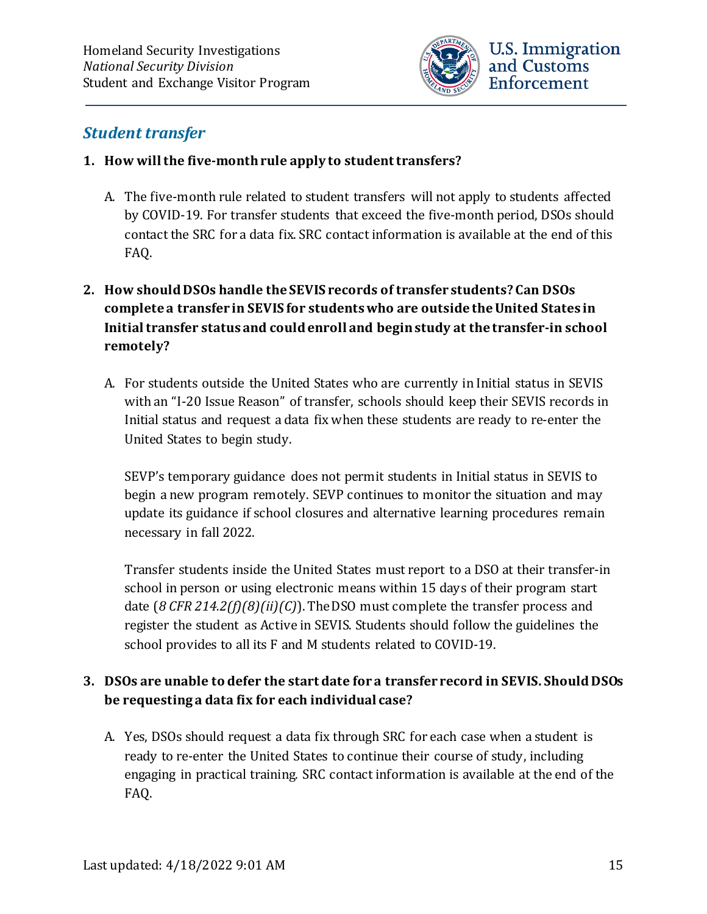## Student transfer

**1. How will the five-month rule apply to student transfers?**

A. The five-month rule related to student transfers will not apply to students affected by COVID-19. For transfer students that exceed the five-month period, DSOs should contact the SRC for a data fix. SRC contact information is available at the end of this FAQ.

**2. How should DSOs handle the SEVIS records of transfer students? Can DSOs complete a transfer in SEVIS for students who are outside the United States in Initial transfer status and could enroll and begin study at the transfer-in school remotely?**

A. For students outside the United States who are currently in Initial status in SEVIS with an "I-20 Issue Reason" of transfer, schools should keep their SEVIS records in Initial status and request a data fix when these students are ready to re-enter the United States to begin study.

SEVP's temporary guidance does not permit students in Initial status in SEVIS to begin a new program remotely. SEVP continues to monitor the situation and may update its guidance if school closures and alternative learning procedures remain necessary in fall 2022.

Transfer students inside the United States must report to a DSO at their transfer-in school in person or using electronic means within 15 days of their program start date (*8 CFR 214.2(f)(8)(ii)(C)*). The DSO must complete the transfer process and register the student as Active in SEVIS. Students should follow the guidelines the school provides to all its F and M students related to COVID-19.

**3. DSOs are unable to defer the start date for a transfer record in SEVIS. Should DSOs be requesting a data fix for each individual case?**

A. Yes, DSOs should request a data fix through SRC for each case when a student is ready to re-enter the United States to continue their course of study, including engaging in practical training. SRC contact information is available at the end of the FAQ.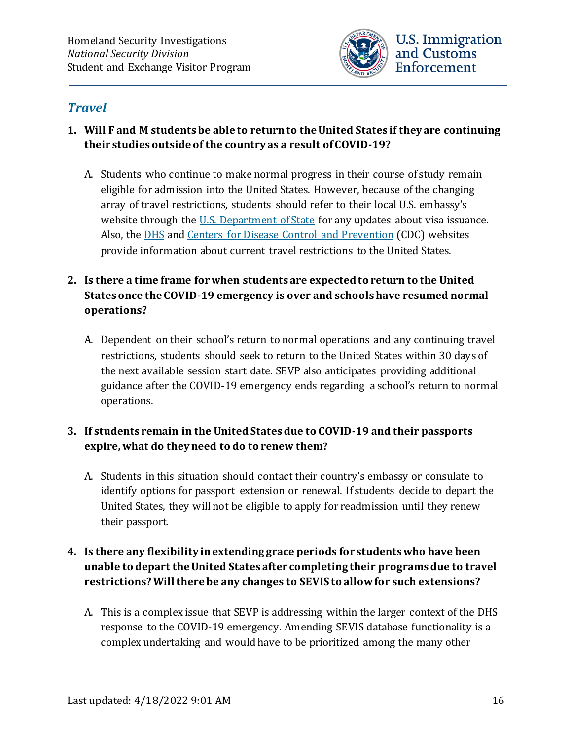## *Travel*

1. **Will F and M students be able to return to the United States if they are continuing their studies outside of the country as a result of COVID-19?**

   A. Students who continue to make normal progress in their course of study remain eligible for admission into the United States. However, because of the changing array of travel restrictions, students should refer to their local U.S. embassy's website through the [U.S. Department of State]() for any updates about visa issuance. Also, the [DHS]() and [Centers for Disease Control and Prevention]() (CDC) websites provide information about current travel restrictions to the United States.

2. **Is there a time frame for when students are expected to return to the United States once the COVID-19 emergency is over and schools have resumed normal operations?**

   A. Dependent on their school's return to normal operations and any continuing travel restrictions, students should seek to return to the United States within 30 days of the next available session start date. SEVP also anticipates providing additional guidance after the COVID-19 emergency ends regarding a school's return to normal operations.

3. **If students remain in the United States due to COVID-19 and their passports expire, what do they need to do to renew them?**

   A. Students in this situation should contact their country's embassy or consulate to identify options for passport extension or renewal. If students decide to depart the United States, they will not be eligible to apply for readmission until they renew their passport.

4. **Is there any flexibility in extending grace periods for students who have been unable to depart the United States after completing their programs due to travel restrictions? Will there be any changes to SEVIS to allow for such extensions?**

   A. This is a complex issue that SEVP is addressing within the larger context of the DHS response to the COVID-19 emergency. Amending SEVIS database functionality is a complex undertaking and would have to be prioritized among the many other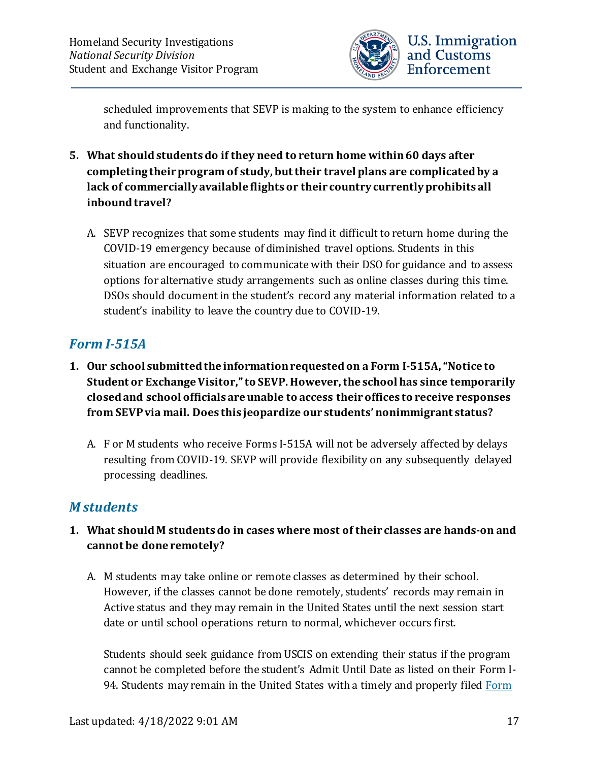scheduled improvements that SEVP is making to the system to enhance efficiency and functionality.

**5. What should students do if they need to return home within 60 days after completing their program of study, but their travel plans are complicated by a lack of commercially available flights or their country currently prohibits all inbound travel?**

A. SEVP recognizes that some students may find it difficult to return home during the COVID-19 emergency because of diminished travel options. Students in this situation are encouraged to communicate with their DSO for guidance and to assess options for alternative study arrangements such as online classes during this time. DSOs should document in the student's record any material information related to a student's inability to leave the country due to COVID-19.

## *Form I-515A*

**1. Our school submitted the information requested on a Form I-515A, "Notice to Student or Exchange Visitor," to SEVP. However, the school has since temporarily closed and school officials are unable to access their offices to receive responses from SEVP via mail. Does this jeopardize our students' nonimmigrant status?**

A. F or M students who receive Forms I-515A will not be adversely affected by delays resulting from COVID-19. SEVP will provide flexibility on any subsequently delayed processing deadlines.

## *M students*

**1. What should M students do in cases where most of their classes are hands-on and cannot be done remotely?**

A. M students may take online or remote classes as determined by their school. However, if the classes cannot be done remotely, students' records may remain in Active status and they may remain in the United States until the next session start date or until school operations return to normal, whichever occurs first.

Students should seek guidance from USCIS on extending their status if the program cannot be completed before the student's Admit Until Date as listed on their Form I-94. Students may remain in the United States with a timely and properly filed Form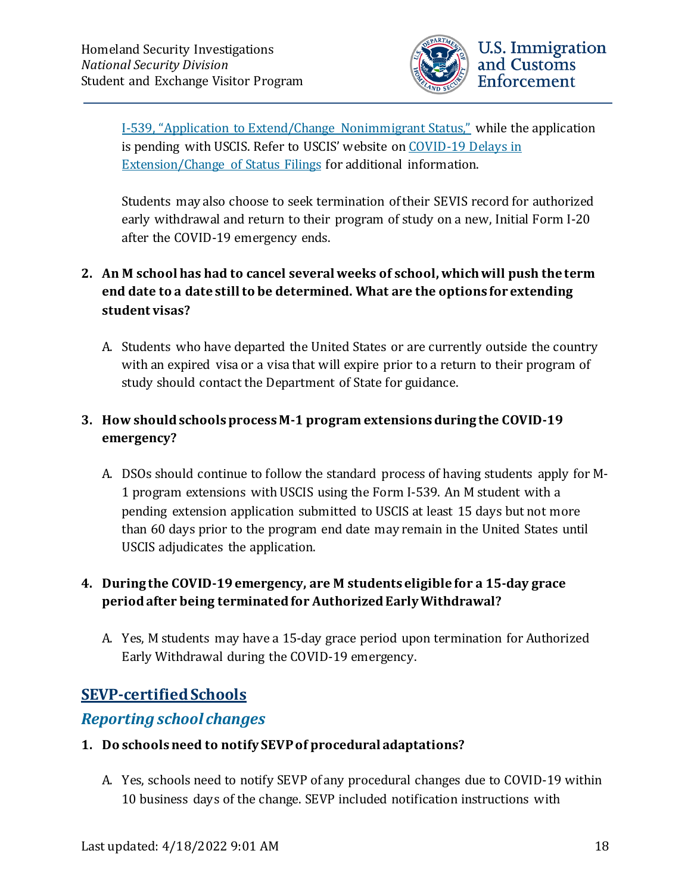I-539, "Application to Extend/Change Nonimmigrant Status," while the application is pending with USCIS. Refer to USCIS' website on COVID-19 Delays in Extension/Change of Status Filings for additional information.

Students may also choose to seek termination of their SEVIS record for authorized early withdrawal and return to their program of study on a new, Initial Form I-20 after the COVID-19 emergency ends.

2. **An M school has had to cancel several weeks of school, which will push the term end date to a date still to be determined. What are the options for extending student visas?**

   A. Students who have departed the United States or are currently outside the country with an expired visa or a visa that will expire prior to a return to their program of study should contact the Department of State for guidance.

3. **How should schools process M-1 program extensions during the COVID-19 emergency?**

   A. DSOs should continue to follow the standard process of having students apply for M-1 program extensions with USCIS using the Form I-539. An M student with a pending extension application submitted to USCIS at least 15 days but not more than 60 days prior to the program end date may remain in the United States until USCIS adjudicates the application.

4. **During the COVID-19 emergency, are M students eligible for a 15-day grace period after being terminated for Authorized Early Withdrawal?**

   A. Yes, M students may have a 15-day grace period upon termination for Authorized Early Withdrawal during the COVID-19 emergency.

## SEVP-certified Schools

### *Reporting school changes*

1. **Do schools need to notify SEVP of procedural adaptations?**

   A. Yes, schools need to notify SEVP of any procedural changes due to COVID-19 within 10 business days of the change. SEVP included notification instructions with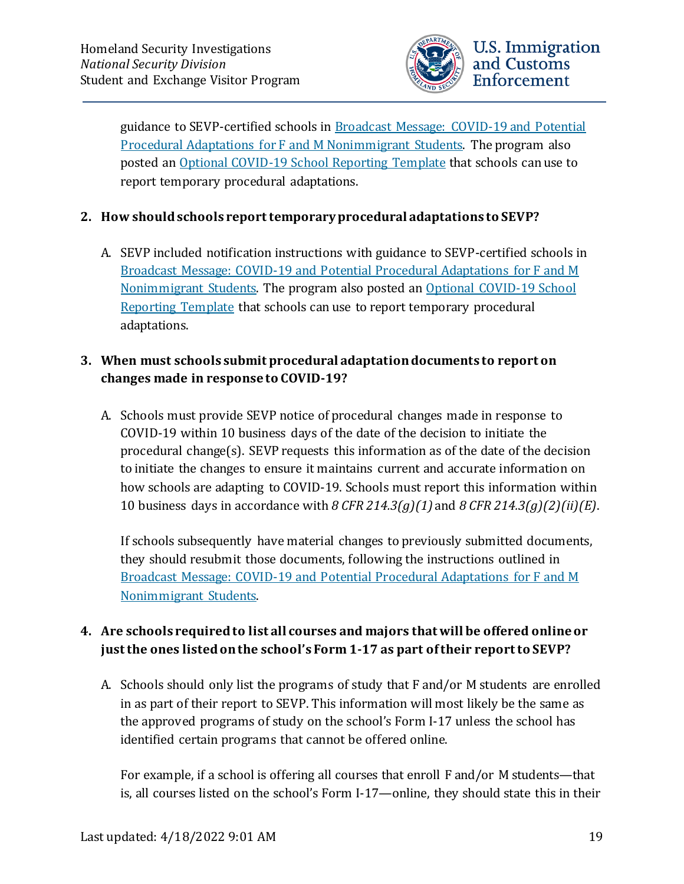guidance to SEVP-certified schools in Broadcast Message: COVID-19 and Potential Procedural Adaptations for F and M Nonimmigrant Students. The program also posted an Optional COVID-19 School Reporting Template that schools can use to report temporary procedural adaptations.

**2. How should schools report temporary procedural adaptations to SEVP?**

A. SEVP included notification instructions with guidance to SEVP-certified schools in Broadcast Message: COVID-19 and Potential Procedural Adaptations for F and M Nonimmigrant Students. The program also posted an Optional COVID-19 School Reporting Template that schools can use to report temporary procedural adaptations.

**3. When must schools submit procedural adaptation documents to report on changes made in response to COVID-19?**

A. Schools must provide SEVP notice of procedural changes made in response to COVID-19 within 10 business days of the date of the decision to initiate the procedural change(s). SEVP requests this information as of the date of the decision to initiate the changes to ensure it maintains current and accurate information on how schools are adapting to COVID-19. Schools must report this information within 10 business days in accordance with *8 CFR 214.3(g)(1)* and *8 CFR 214.3(g)(2)(ii)(E)*.

If schools subsequently have material changes to previously submitted documents, they should resubmit those documents, following the instructions outlined in Broadcast Message: COVID-19 and Potential Procedural Adaptations for F and M Nonimmigrant Students.

**4. Are schools required to list all courses and majors that will be offered online or just the ones listed on the school's Form 1-17 as part of their report to SEVP?**

A. Schools should only list the programs of study that F and/or M students are enrolled in as part of their report to SEVP. This information will most likely be the same as the approved programs of study on the school's Form I-17 unless the school has identified certain programs that cannot be offered online.

For example, if a school is offering all courses that enroll F and/or M students—that is, all courses listed on the school's Form I-17—online, they should state this in their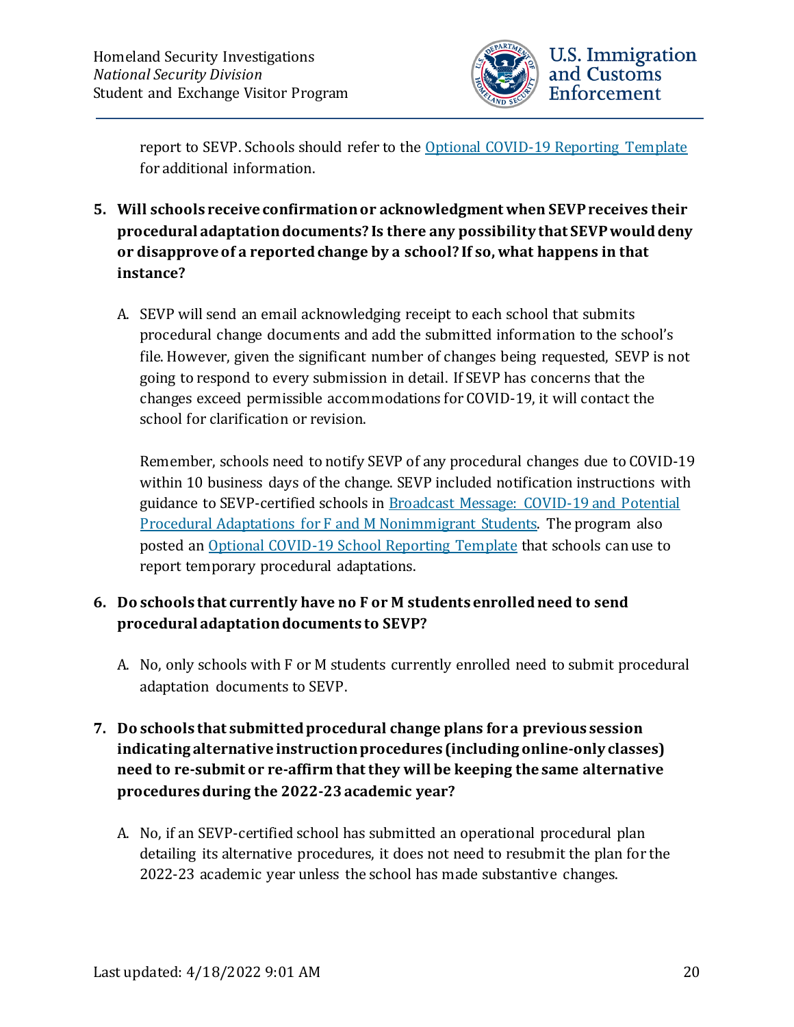report to SEVP. Schools should refer to the [Optional COVID-19 Reporting Template] for additional information.

**5. Will schools receive confirmation or acknowledgment when SEVP receives their procedural adaptation documents? Is there any possibility that SEVP would deny or disapprove of a reported change by a school? If so, what happens in that instance?**

A. SEVP will send an email acknowledging receipt to each school that submits procedural change documents and add the submitted information to the school's file. However, given the significant number of changes being requested, SEVP is not going to respond to every submission in detail. If SEVP has concerns that the changes exceed permissible accommodations for COVID-19, it will contact the school for clarification or revision.

Remember, schools need to notify SEVP of any procedural changes due to COVID-19 within 10 business days of the change. SEVP included notification instructions with guidance to SEVP-certified schools in [Broadcast Message: COVID-19 and Potential Procedural Adaptations for F and M Nonimmigrant Students]. The program also posted an [Optional COVID-19 School Reporting Template] that schools can use to report temporary procedural adaptations.

**6. Do schools that currently have no F or M students enrolled need to send procedural adaptation documents to SEVP?**

A. No, only schools with F or M students currently enrolled need to submit procedural adaptation documents to SEVP.

**7. Do schools that submitted procedural change plans for a previous session indicating alternative instruction procedures (including online-only classes) need to re-submit or re-affirm that they will be keeping the same alternative procedures during the 2022-23 academic year?**

A. No, if an SEVP-certified school has submitted an operational procedural plan detailing its alternative procedures, it does not need to resubmit the plan for the 2022-23 academic year unless the school has made substantive changes.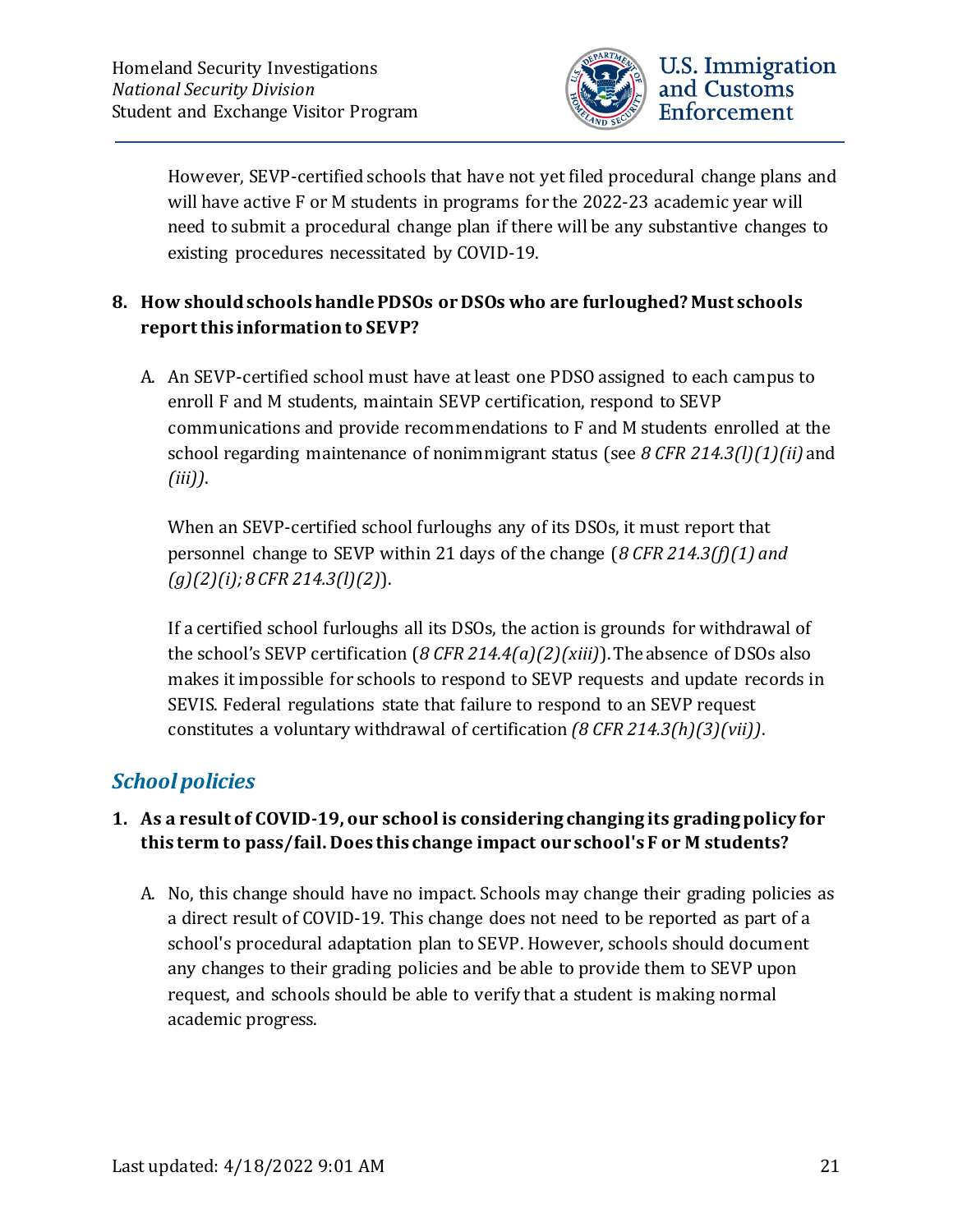However, SEVP-certified schools that have not yet filed procedural change plans and will have active F or M students in programs for the 2022-23 academic year will need to submit a procedural change plan if there will be any substantive changes to existing procedures necessitated by COVID-19.

**8. How should schools handle PDSOs or DSOs who are furloughed? Must schools report this information to SEVP?**

A. An SEVP-certified school must have at least one PDSO assigned to each campus to enroll F and M students, maintain SEVP certification, respond to SEVP communications and provide recommendations to F and M students enrolled at the school regarding maintenance of nonimmigrant status (see *8 CFR 214.3(l)(1)(ii)* and *(iii))*.

When an SEVP-certified school furloughs any of its DSOs, it must report that personnel change to SEVP within 21 days of the change (*8 CFR 214.3(f)(1) and (g)(2)(i); 8 CFR 214.3(l)(2)*).

If a certified school furloughs all its DSOs, the action is grounds for withdrawal of the school's SEVP certification (*8 CFR 214.4(a)(2)(xiii)*). The absence of DSOs also makes it impossible for schools to respond to SEVP requests and update records in SEVIS. Federal regulations state that failure to respond to an SEVP request constitutes a voluntary withdrawal of certification *(8 CFR 214.3(h)(3)(vii))*.

## *School policies*

**1. As a result of COVID-19, our school is considering changing its grading policy for this term to pass/fail. Does this change impact our school's F or M students?**

A. No, this change should have no impact. Schools may change their grading policies as a direct result of COVID-19. This change does not need to be reported as part of a school's procedural adaptation plan to SEVP. However, schools should document any changes to their grading policies and be able to provide them to SEVP upon request, and schools should be able to verify that a student is making normal academic progress.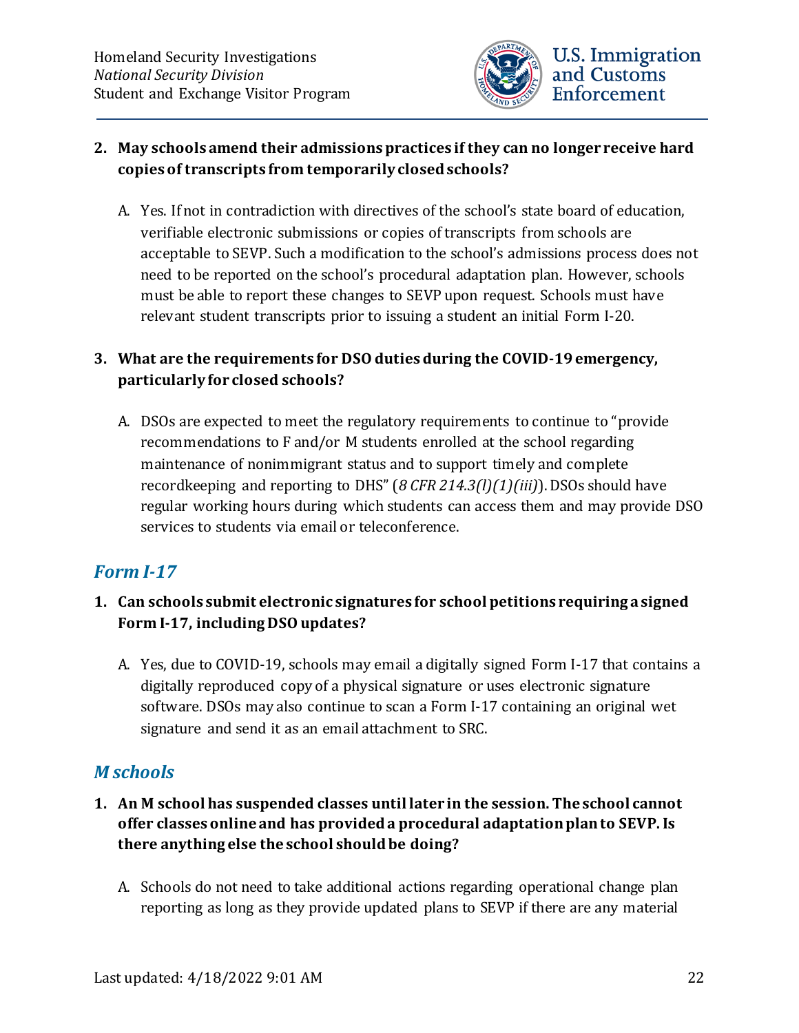2. **May schools amend their admissions practices if they can no longer receive hard copies of transcripts from temporarily closed schools?**

   A. Yes. If not in contradiction with directives of the school's state board of education, verifiable electronic submissions or copies of transcripts from schools are acceptable to SEVP. Such a modification to the school's admissions process does not need to be reported on the school's procedural adaptation plan. However, schools must be able to report these changes to SEVP upon request. Schools must have relevant student transcripts prior to issuing a student an initial Form I-20.

3. **What are the requirements for DSO duties during the COVID-19 emergency, particularly for closed schools?**

   A. DSOs are expected to meet the regulatory requirements to continue to "provide recommendations to F and/or M students enrolled at the school regarding maintenance of nonimmigrant status and to support timely and complete recordkeeping and reporting to DHS" (*8 CFR 214.3(l)(1)(iii)*). DSOs should have regular working hours during which students can access them and may provide DSO services to students via email or teleconference.

## *Form I-17*

1. **Can schools submit electronic signatures for school petitions requiring a signed Form I-17, including DSO updates?**

   A. Yes, due to COVID-19, schools may email a digitally signed Form I-17 that contains a digitally reproduced copy of a physical signature or uses electronic signature software. DSOs may also continue to scan a Form I-17 containing an original wet signature and send it as an email attachment to SRC.

## *M schools*

1. **An M school has suspended classes until later in the session. The school cannot offer classes online and has provided a procedural adaptation plan to SEVP. Is there anything else the school should be doing?**

   A. Schools do not need to take additional actions regarding operational change plan reporting as long as they provide updated plans to SEVP if there are any material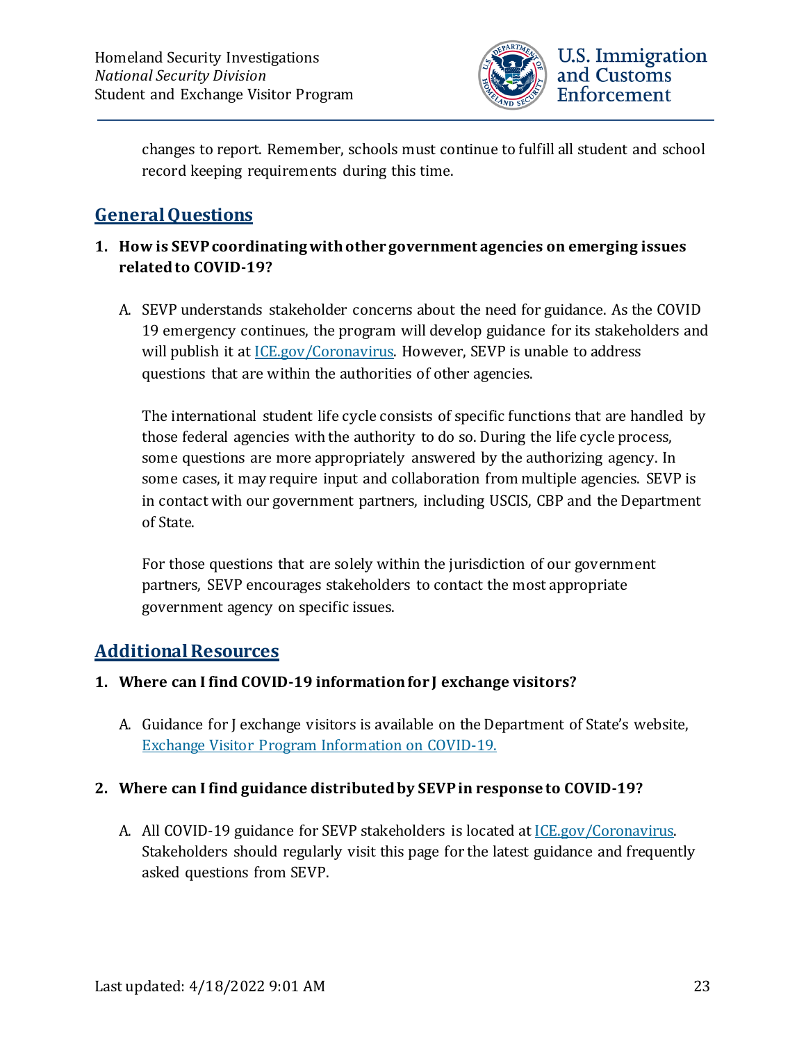changes to report. Remember, schools must continue to fulfill all student and school record keeping requirements during this time.

## General Questions

**1. How is SEVP coordinating with other government agencies on emerging issues related to COVID-19?**

A. SEVP understands stakeholder concerns about the need for guidance. As the COVID 19 emergency continues, the program will develop guidance for its stakeholders and will publish it at [ICE.gov/Coronavirus](ICE.gov/Coronavirus). However, SEVP is unable to address questions that are within the authorities of other agencies.

The international student life cycle consists of specific functions that are handled by those federal agencies with the authority to do so. During the life cycle process, some questions are more appropriately answered by the authorizing agency. In some cases, it may require input and collaboration from multiple agencies. SEVP is in contact with our government partners, including USCIS, CBP and the Department of State.

For those questions that are solely within the jurisdiction of our government partners, SEVP encourages stakeholders to contact the most appropriate government agency on specific issues.

## Additional Resources

**1. Where can I find COVID-19 information for J exchange visitors?**

A. Guidance for J exchange visitors is available on the Department of State's website, Exchange Visitor Program Information on COVID-19.

**2. Where can I find guidance distributed by SEVP in response to COVID-19?**

A. All COVID-19 guidance for SEVP stakeholders is located at [ICE.gov/Coronavirus](ICE.gov/Coronavirus). Stakeholders should regularly visit this page for the latest guidance and frequently asked questions from SEVP.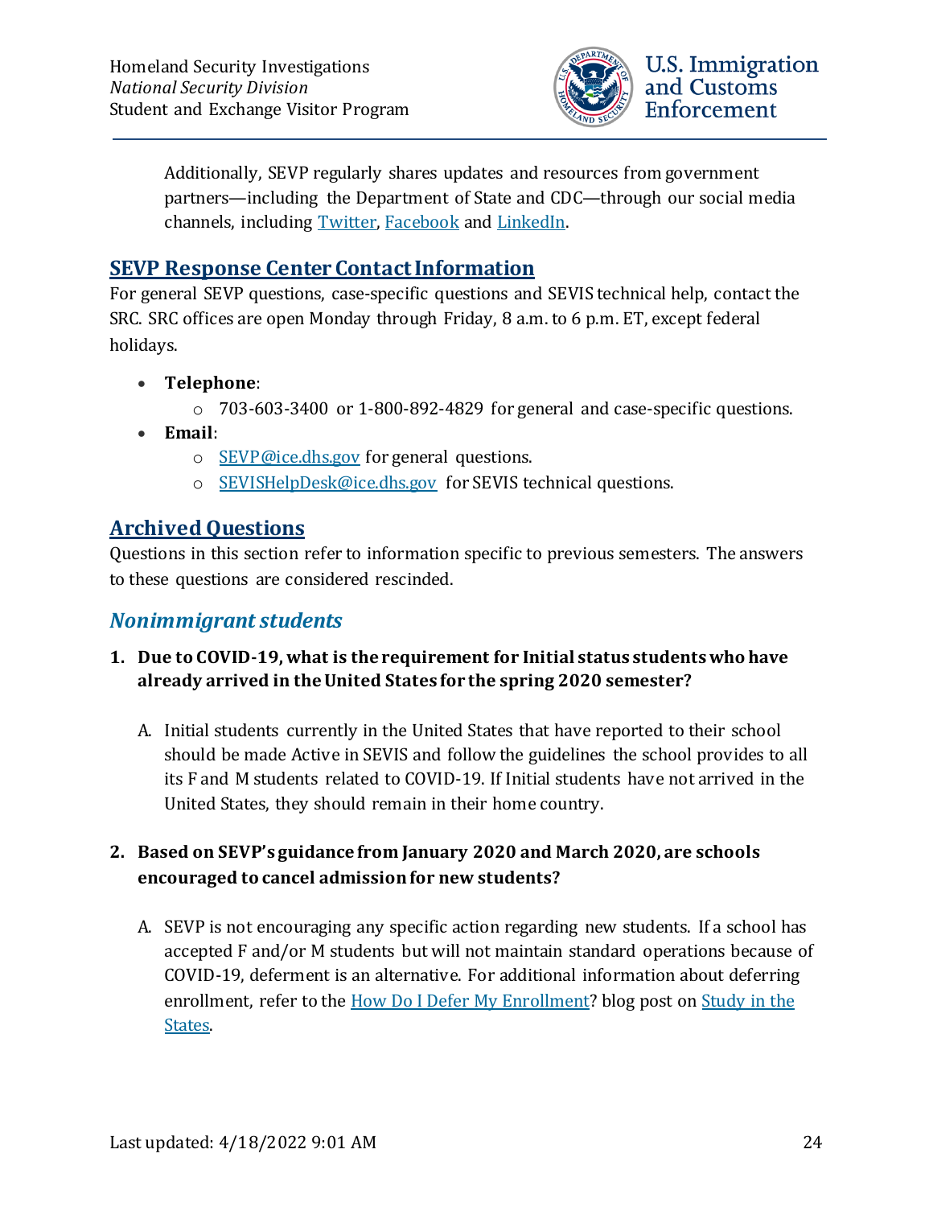Additionally, SEVP regularly shares updates and resources from government partners—including the Department of State and CDC—through our social media channels, including [Twitter](), [Facebook]() and [LinkedIn]().

## SEVP Response Center Contact Information

For general SEVP questions, case-specific questions and SEVIS technical help, contact the SRC. SRC offices are open Monday through Friday, 8 a.m. to 6 p.m. ET, except federal holidays.

- **Telephone**:
  - 703-603-3400 or 1-800-892-4829 for general and case-specific questions.
- **Email**:
  - SEVP@ice.dhs.gov for general questions.
  - SEVISHelpDesk@ice.dhs.gov for SEVIS technical questions.

## Archived Questions

Questions in this section refer to information specific to previous semesters. The answers to these questions are considered rescinded.

### *Nonimmigrant students*

**1. Due to COVID-19, what is the requirement for Initial status students who have already arrived in the United States for the spring 2020 semester?**

A. Initial students currently in the United States that have reported to their school should be made Active in SEVIS and follow the guidelines the school provides to all its F and M students related to COVID-19. If Initial students have not arrived in the United States, they should remain in their home country.

**2. Based on SEVP's guidance from January 2020 and March 2020, are schools encouraged to cancel admission for new students?**

A. SEVP is not encouraging any specific action regarding new students. If a school has accepted F and/or M students but will not maintain standard operations because of COVID-19, deferment is an alternative. For additional information about deferring enrollment, refer to the How Do I Defer My Enrollment? blog post on Study in the States.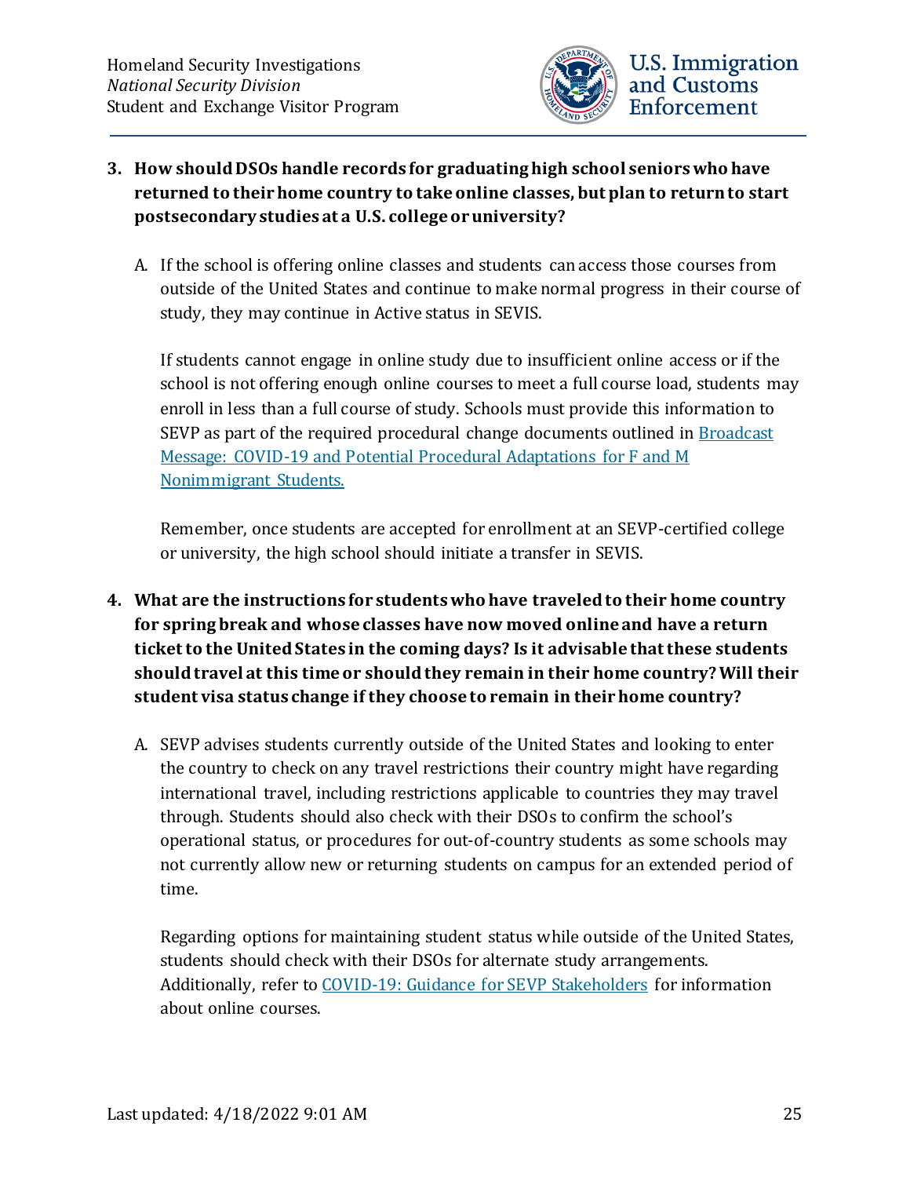3. **How should DSOs handle records for graduating high school seniors who have returned to their home country to take online classes, but plan to return to start postsecondary studies at a U.S. college or university?**

   A. If the school is offering online classes and students can access those courses from outside of the United States and continue to make normal progress in their course of study, they may continue in Active status in SEVIS.

   If students cannot engage in online study due to insufficient online access or if the school is not offering enough online courses to meet a full course load, students may enroll in less than a full course of study. Schools must provide this information to SEVP as part of the required procedural change documents outlined in [Broadcast Message: COVID-19 and Potential Procedural Adaptations for F and M Nonimmigrant Students.]()

   Remember, once students are accepted for enrollment at an SEVP-certified college or university, the high school should initiate a transfer in SEVIS.

4. **What are the instructions for students who have traveled to their home country for spring break and whose classes have now moved online and have a return ticket to the United States in the coming days? Is it advisable that these students should travel at this time or should they remain in their home country? Will their student visa status change if they choose to remain in their home country?**

   A. SEVP advises students currently outside of the United States and looking to enter the country to check on any travel restrictions their country might have regarding international travel, including restrictions applicable to countries they may travel through. Students should also check with their DSOs to confirm the school's operational status, or procedures for out-of-country students as some schools may not currently allow new or returning students on campus for an extended period of time.

   Regarding options for maintaining student status while outside of the United States, students should check with their DSOs for alternate study arrangements. Additionally, refer to [COVID-19: Guidance for SEVP Stakeholders]() for information about online courses.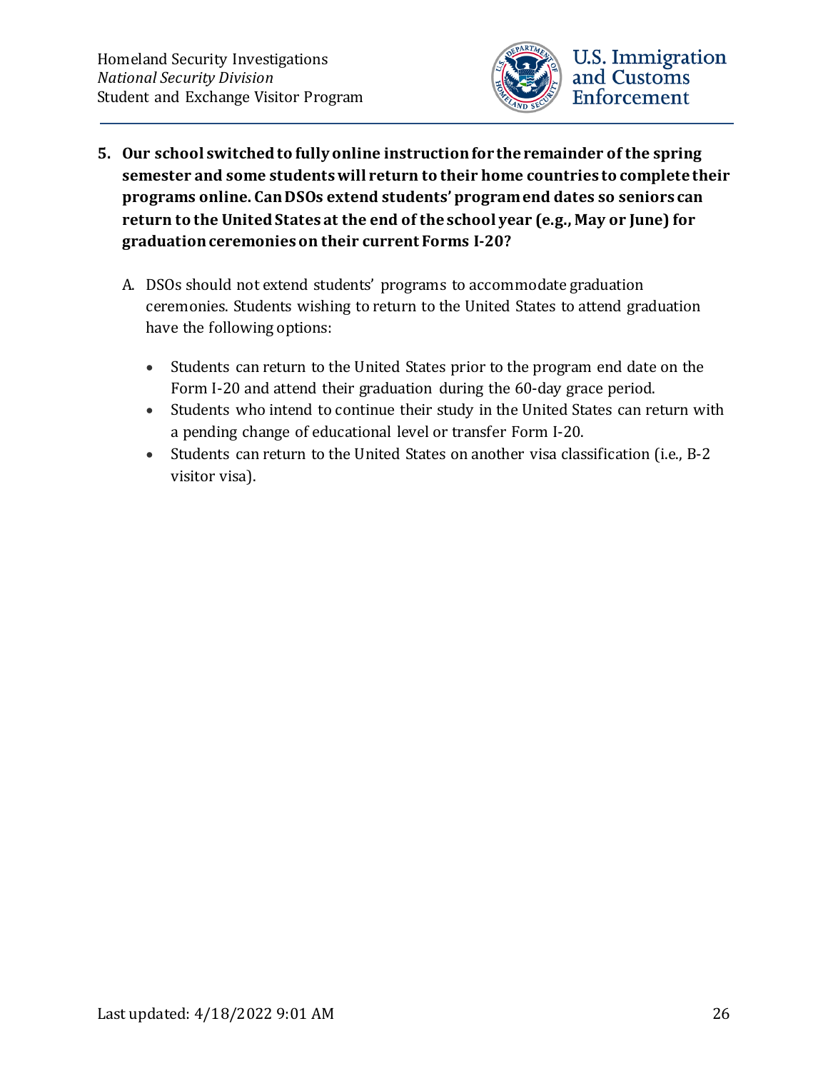5. **Our school switched to fully online instruction for the remainder of the spring semester and some students will return to their home countries to complete their programs online. Can DSOs extend students' program end dates so seniors can return to the United States at the end of the school year (e.g., May or June) for graduation ceremonies on their current Forms I-20?**

   A. DSOs should not extend students' programs to accommodate graduation ceremonies. Students wishing to return to the United States to attend graduation have the following options:

      - Students can return to the United States prior to the program end date on the Form I-20 and attend their graduation during the 60-day grace period.
      - Students who intend to continue their study in the United States can return with a pending change of educational level or transfer Form I-20.
      - Students can return to the United States on another visa classification (i.e., B-2 visitor visa).